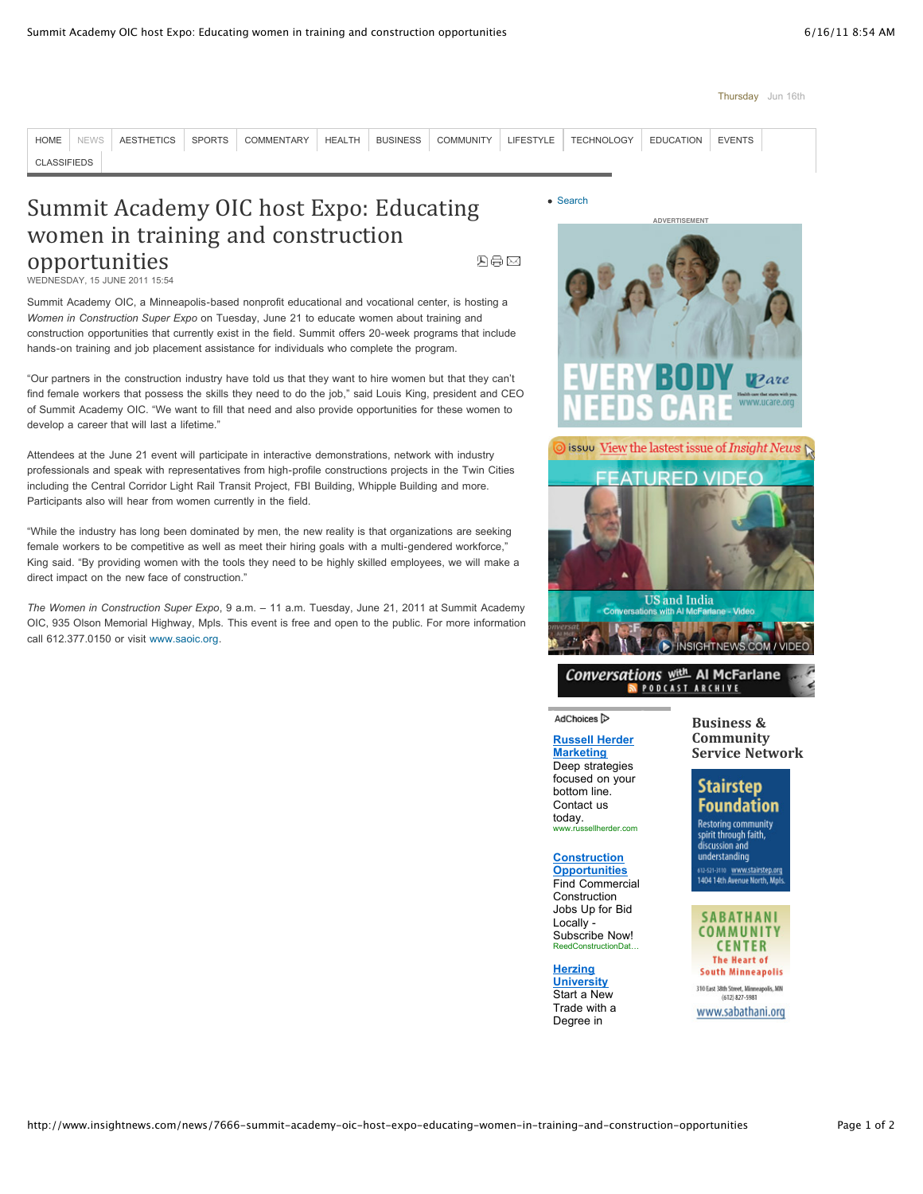Thursday Jun 16th

HOME | NEWS | AESTHETICS | SPORTS | COMMENTARY | HEALTH | BUSINESS | COMMUNITY | LIFESTYLE | TECHNOLOGY | EDUCATION | EVENTS | CLASSIFIEDS

# Summit Academy OIC host Expo: Educating women in training and construction opportunities

WEDNESDAY, 15 JUNE 2011 15:54

Summit Academy OIC, a Minneapolis-based nonprofit educational and vocational center, is hosting a *Women in Construction Super Expo* on Tuesday, June 21 to educate women about training and construction opportunities that currently exist in the field. Summit offers 20-week programs that include hands-on training and job placement assistance for individuals who complete the program.

"Our partners in the construction industry have told us that they want to hire women but that they can't find female workers that possess the skills they need to do the job," said Louis King, president and CEO of Summit Academy OIC. "We want to fill that need and also provide opportunities for these women to develop a career that will last a lifetime."

Attendees at the June 21 event will participate in interactive demonstrations, network with industry professionals and speak with representatives from high-profile constructions projects in the Twin Cities including the Central Corridor Light Rail Transit Project, FBI Building, Whipple Building and more. Participants also will hear from women currently in the field.

"While the industry has long been dominated by men, the new reality is that organizations are seeking female workers to be competitive as well as meet their hiring goals with a multi-gendered workforce," King said. "By providing women with the tools they need to be highly skilled employees, we will make a direct impact on the new face of construction."

*The Women in Construction Super Expo*, 9 a.m. – 11 a.m. Tuesday, June 21, 2011 at Summit Academy OIC, 935 Olson Memorial Highway, Mpls. This event is free and open to the public. For more information call 612.377.0150 or visit www.saoic.org.

- Search

ADVERTISEMENT

AdChoices

**Russell Herder Marketing**
Deep strategies focused on your bottom line. Contact us today.
www.russellherder.com

**Construction Opportunities**
Find Commercial Construction Jobs Up for Bid Locally - Subscribe Now!
ReedConstructionDat...

**Herzing University**
Start a New Trade with a Degree in

## Business & Community Service Network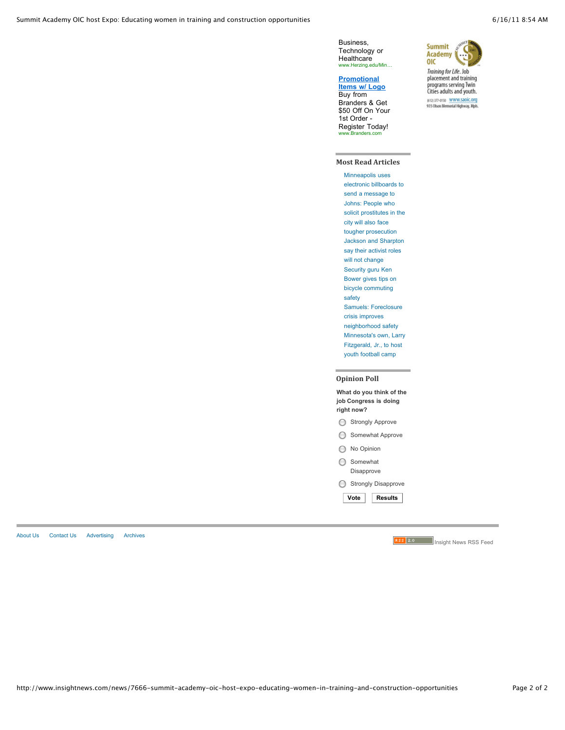Business, Technology or Healthcare
www.Herzing.edu/Min…

**Promotional Items w/ Logo**
Buy from Branders & Get $50 Off On Your 1st Order - Register Today!
www.Branders.com

Summit Academy OIC

*Training for Life.* Job placement and training programs serving Twin Cities adults and youth.

(612) 377-0150 www.saoic.org
935 Olson Memorial Highway, Mpls.

## Most Read Articles

- Minneapolis uses electronic billboards to send a message to Johns: People who solicit prostitutes in the city will also face tougher prosecution
- Jackson and Sharpton say their activist roles will not change
- Security guru Ken Bower gives tips on bicycle commuting safety
- Samuels: Foreclosure crisis improves neighborhood safety
- Minnesota's own, Larry Fitzgerald, Jr., to host youth football camp

## Opinion Poll

**What do you think of the job Congress is doing right now?**

- Strongly Approve
- Somewhat Approve
- No Opinion
- Somewhat Disapprove
- Strongly Disapprove

Vote | Results

About Us | Contact Us | Advertising | Archives

RSS 2.0 Insight News RSS Feed